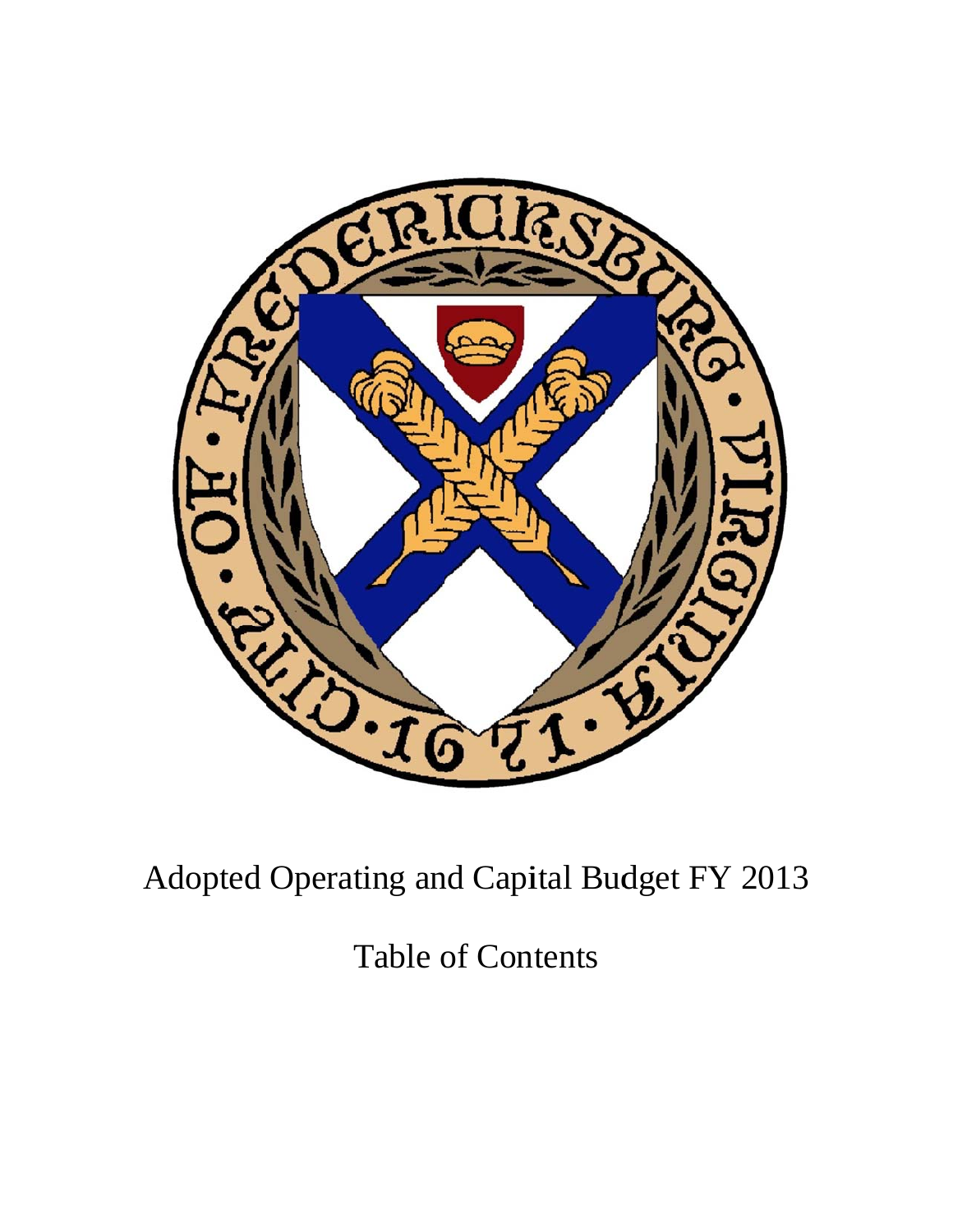# Adopted Operating and Capital Budget FY 2013

## Table of Contents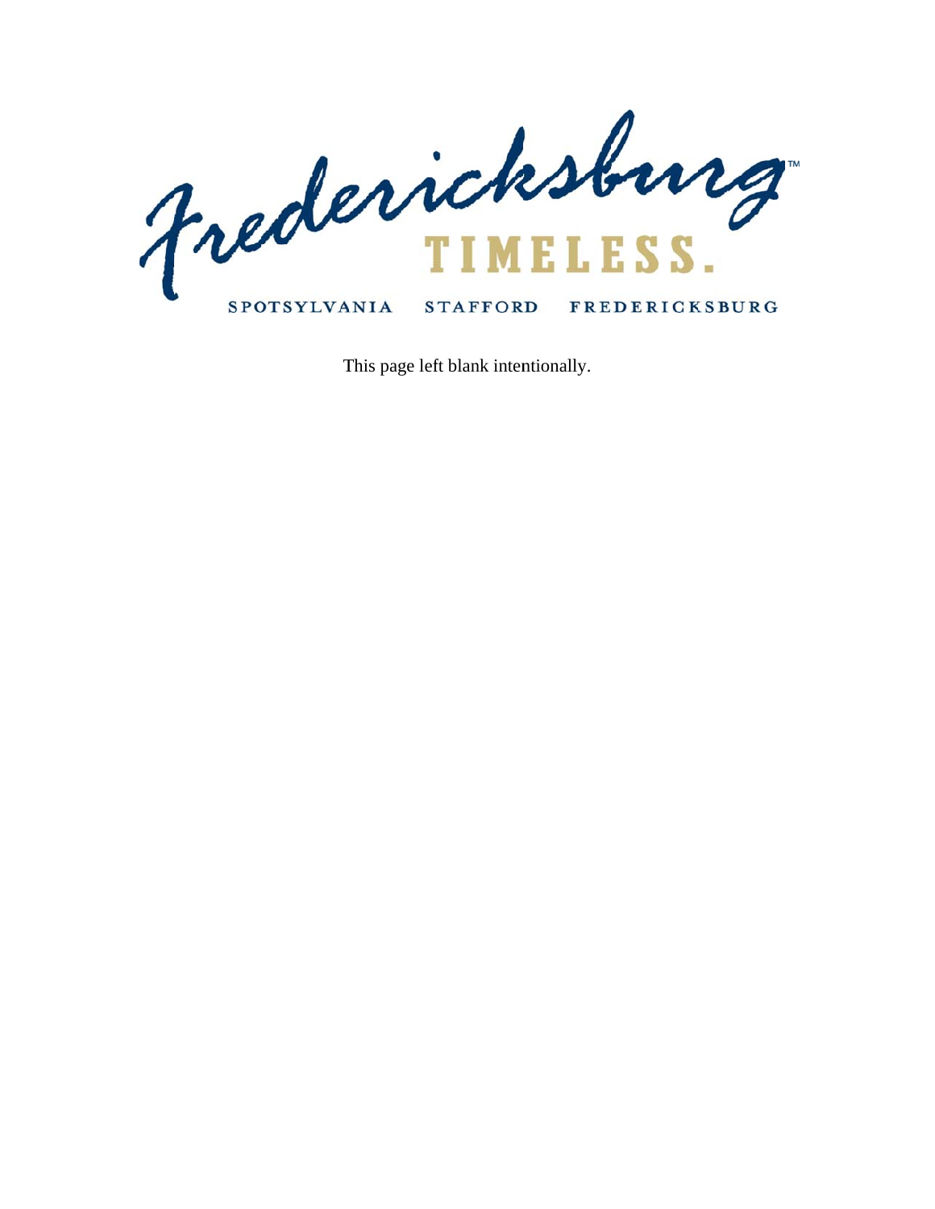Fredericksburg

TIMELESS.

SPOTSYLVANIA STAFFORD FREDERICKSBURG

This page left blank intentionally.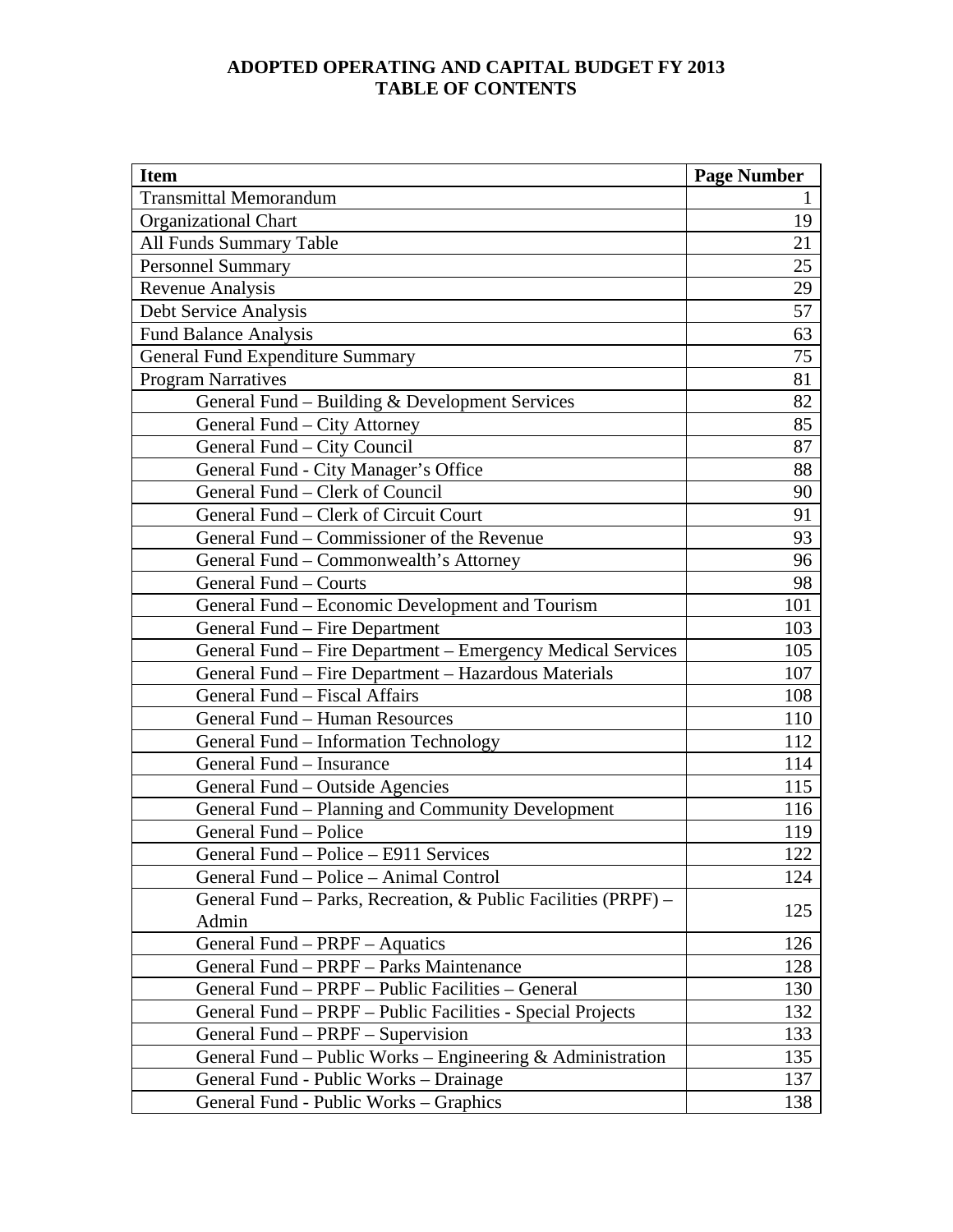**ADOPTED OPERATING AND CAPITAL BUDGET FY 2013**
**TABLE OF CONTENTS**

| Item | Page Number |
|---|---|
| Transmittal Memorandum | 1 |
| Organizational Chart | 19 |
| All Funds Summary Table | 21 |
| Personnel Summary | 25 |
| Revenue Analysis | 29 |
| Debt Service Analysis | 57 |
| Fund Balance Analysis | 63 |
| General Fund Expenditure Summary | 75 |
| Program Narratives | 81 |
| General Fund – Building & Development Services | 82 |
| General Fund – City Attorney | 85 |
| General Fund – City Council | 87 |
| General Fund - City Manager's Office | 88 |
| General Fund – Clerk of Council | 90 |
| General Fund – Clerk of Circuit Court | 91 |
| General Fund – Commissioner of the Revenue | 93 |
| General Fund – Commonwealth's Attorney | 96 |
| General Fund – Courts | 98 |
| General Fund – Economic Development and Tourism | 101 |
| General Fund – Fire Department | 103 |
| General Fund – Fire Department – Emergency Medical Services | 105 |
| General Fund – Fire Department – Hazardous Materials | 107 |
| General Fund – Fiscal Affairs | 108 |
| General Fund – Human Resources | 110 |
| General Fund – Information Technology | 112 |
| General Fund – Insurance | 114 |
| General Fund – Outside Agencies | 115 |
| General Fund – Planning and Community Development | 116 |
| General Fund – Police | 119 |
| General Fund – Police – E911 Services | 122 |
| General Fund – Police – Animal Control | 124 |
| General Fund – Parks, Recreation, & Public Facilities (PRPF) – Admin | 125 |
| General Fund – PRPF – Aquatics | 126 |
| General Fund – PRPF – Parks Maintenance | 128 |
| General Fund – PRPF – Public Facilities – General | 130 |
| General Fund – PRPF – Public Facilities - Special Projects | 132 |
| General Fund – PRPF – Supervision | 133 |
| General Fund – Public Works – Engineering & Administration | 135 |
| General Fund - Public Works – Drainage | 137 |
| General Fund - Public Works – Graphics | 138 |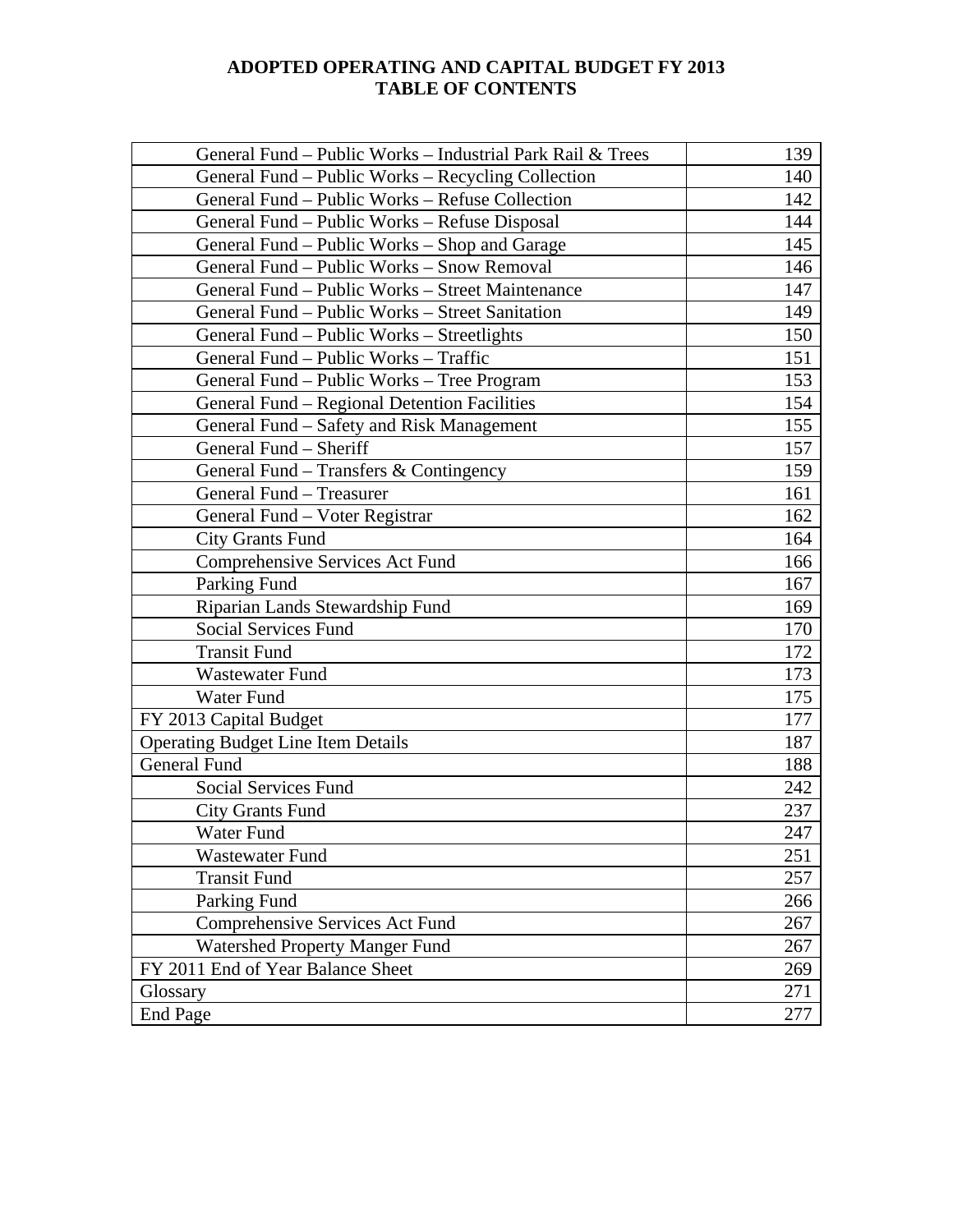# ADOPTED OPERATING AND CAPITAL BUDGET FY 2013
# TABLE OF CONTENTS

| | |
|---|---|
| General Fund – Public Works – Industrial Park Rail & Trees | 139 |
| General Fund – Public Works – Recycling Collection | 140 |
| General Fund – Public Works – Refuse Collection | 142 |
| General Fund – Public Works – Refuse Disposal | 144 |
| General Fund – Public Works – Shop and Garage | 145 |
| General Fund – Public Works – Snow Removal | 146 |
| General Fund – Public Works – Street Maintenance | 147 |
| General Fund – Public Works – Street Sanitation | 149 |
| General Fund – Public Works – Streetlights | 150 |
| General Fund – Public Works – Traffic | 151 |
| General Fund – Public Works – Tree Program | 153 |
| General Fund – Regional Detention Facilities | 154 |
| General Fund – Safety and Risk Management | 155 |
| General Fund – Sheriff | 157 |
| General Fund – Transfers & Contingency | 159 |
| General Fund – Treasurer | 161 |
| General Fund – Voter Registrar | 162 |
| City Grants Fund | 164 |
| Comprehensive Services Act Fund | 166 |
| Parking Fund | 167 |
| Riparian Lands Stewardship Fund | 169 |
| Social Services Fund | 170 |
| Transit Fund | 172 |
| Wastewater Fund | 173 |
| Water Fund | 175 |
| FY 2013 Capital Budget | 177 |
| Operating Budget Line Item Details | 187 |
| General Fund | 188 |
| Social Services Fund | 242 |
| City Grants Fund | 237 |
| Water Fund | 247 |
| Wastewater Fund | 251 |
| Transit Fund | 257 |
| Parking Fund | 266 |
| Comprehensive Services Act Fund | 267 |
| Watershed Property Manger Fund | 267 |
| FY 2011 End of Year Balance Sheet | 269 |
| Glossary | 271 |
| End Page | 277 |